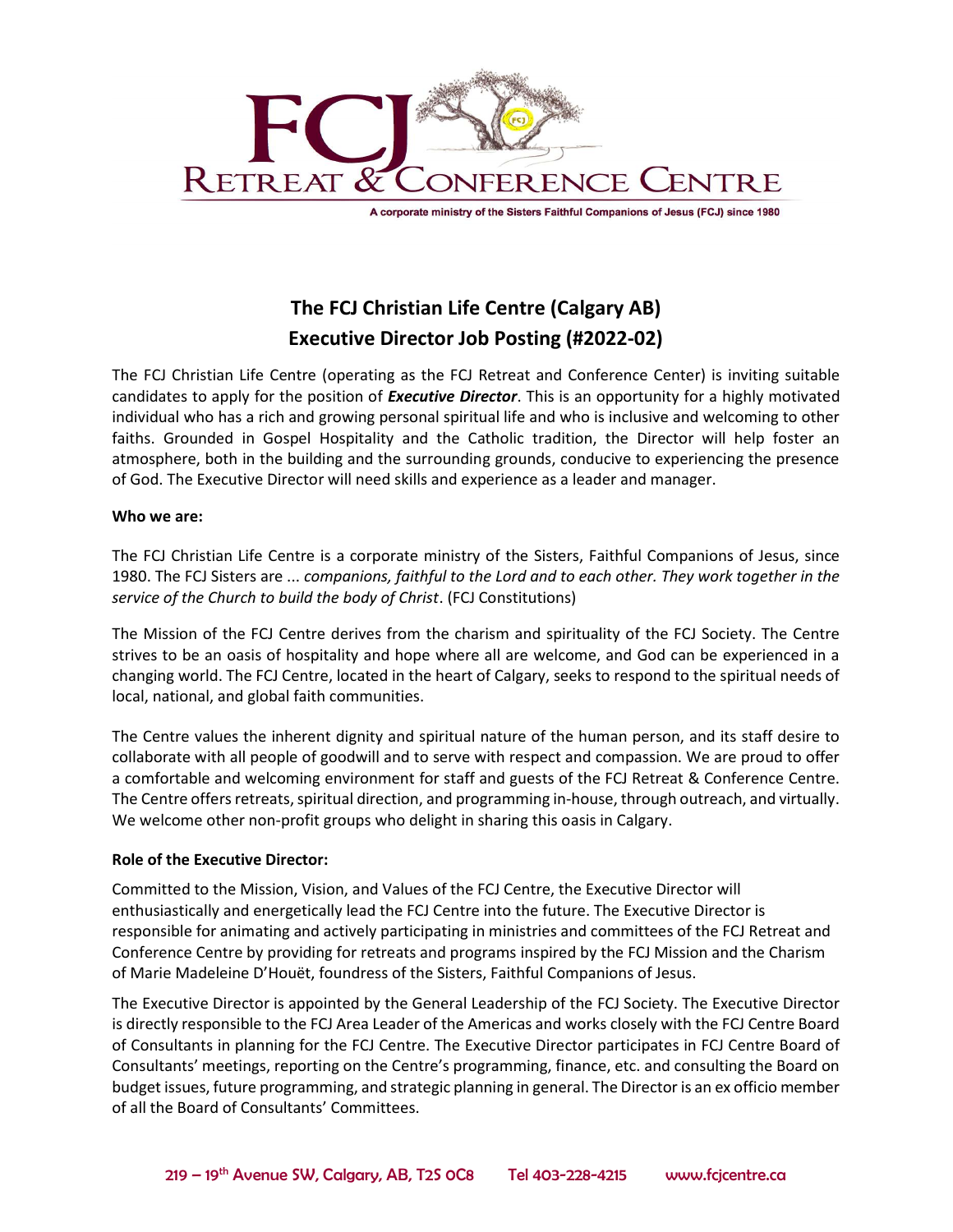# FCJ RETREAT & CONFERENCE CENTRE

A corporate ministry of the Sisters Faithful Companions of Jesus (FCJ) since 1980

## The FCJ Christian Life Centre (Calgary AB)
## Executive Director Job Posting (#2022-02)

The FCJ Christian Life Centre (operating as the FCJ Retreat and Conference Center) is inviting suitable candidates to apply for the position of ***Executive Director***. This is an opportunity for a highly motivated individual who has a rich and growing personal spiritual life and who is inclusive and welcoming to other faiths. Grounded in Gospel Hospitality and the Catholic tradition, the Director will help foster an atmosphere, both in the building and the surrounding grounds, conducive to experiencing the presence of God. The Executive Director will need skills and experience as a leader and manager.

**Who we are:**

The FCJ Christian Life Centre is a corporate ministry of the Sisters, Faithful Companions of Jesus, since 1980. The FCJ Sisters are ... *companions, faithful to the Lord and to each other. They work together in the service of the Church to build the body of Christ*. (FCJ Constitutions)

The Mission of the FCJ Centre derives from the charism and spirituality of the FCJ Society. The Centre strives to be an oasis of hospitality and hope where all are welcome, and God can be experienced in a changing world. The FCJ Centre, located in the heart of Calgary, seeks to respond to the spiritual needs of local, national, and global faith communities.

The Centre values the inherent dignity and spiritual nature of the human person, and its staff desire to collaborate with all people of goodwill and to serve with respect and compassion. We are proud to offer a comfortable and welcoming environment for staff and guests of the FCJ Retreat & Conference Centre. The Centre offers retreats, spiritual direction, and programming in-house, through outreach, and virtually. We welcome other non-profit groups who delight in sharing this oasis in Calgary.

**Role of the Executive Director:**

Committed to the Mission, Vision, and Values of the FCJ Centre, the Executive Director will enthusiastically and energetically lead the FCJ Centre into the future. The Executive Director is responsible for animating and actively participating in ministries and committees of the FCJ Retreat and Conference Centre by providing for retreats and programs inspired by the FCJ Mission and the Charism of Marie Madeleine D'Houët, foundress of the Sisters, Faithful Companions of Jesus.

The Executive Director is appointed by the General Leadership of the FCJ Society. The Executive Director is directly responsible to the FCJ Area Leader of the Americas and works closely with the FCJ Centre Board of Consultants in planning for the FCJ Centre. The Executive Director participates in FCJ Centre Board of Consultants' meetings, reporting on the Centre's programming, finance, etc. and consulting the Board on budget issues, future programming, and strategic planning in general. The Director is an ex officio member of all the Board of Consultants' Committees.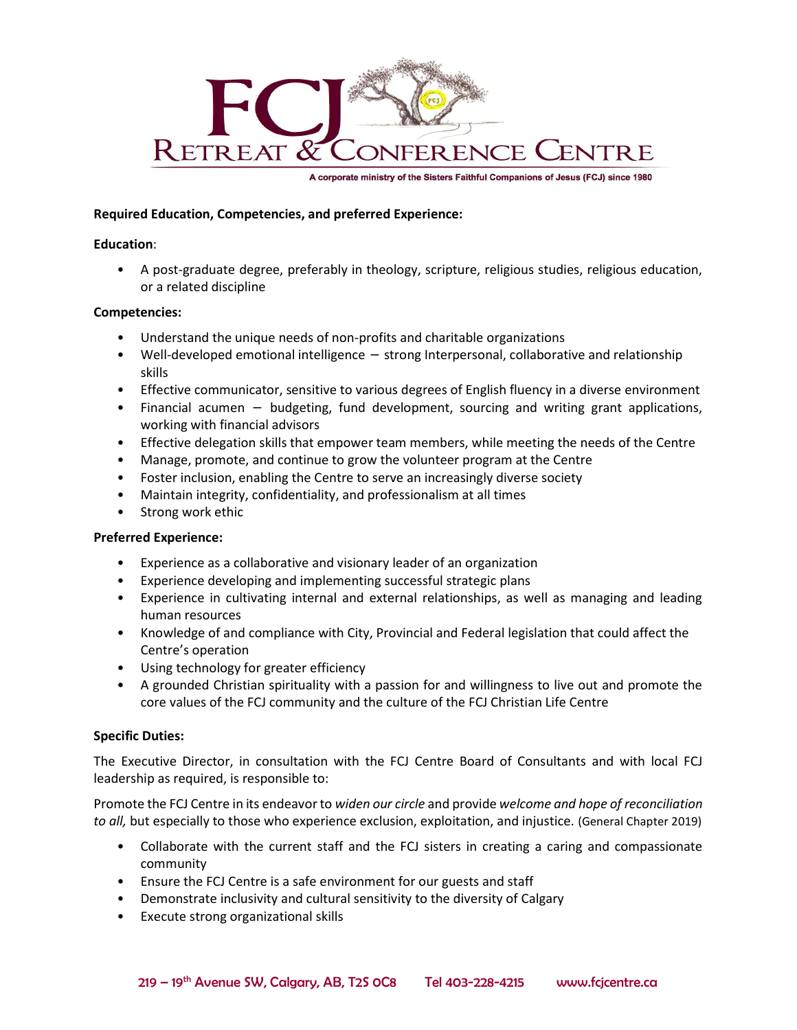**Required Education, Competencies, and preferred Experience:**

**Education**:

- A post-graduate degree, preferably in theology, scripture, religious studies, religious education, or a related discipline

**Competencies:**

- Understand the unique needs of non-profits and charitable organizations
- Well-developed emotional intelligence – strong Interpersonal, collaborative and relationship skills
- Effective communicator, sensitive to various degrees of English fluency in a diverse environment
- Financial acumen – budgeting, fund development, sourcing and writing grant applications, working with financial advisors
- Effective delegation skills that empower team members, while meeting the needs of the Centre
- Manage, promote, and continue to grow the volunteer program at the Centre
- Foster inclusion, enabling the Centre to serve an increasingly diverse society
- Maintain integrity, confidentiality, and professionalism at all times
- Strong work ethic

**Preferred Experience:**

- Experience as a collaborative and visionary leader of an organization
- Experience developing and implementing successful strategic plans
- Experience in cultivating internal and external relationships, as well as managing and leading human resources
- Knowledge of and compliance with City, Provincial and Federal legislation that could affect the Centre's operation
- Using technology for greater efficiency
- A grounded Christian spirituality with a passion for and willingness to live out and promote the core values of the FCJ community and the culture of the FCJ Christian Life Centre

**Specific Duties:**

The Executive Director, in consultation with the FCJ Centre Board of Consultants and with local FCJ leadership as required, is responsible to:

Promote the FCJ Centre in its endeavor to *widen our circle* and provide *welcome and hope of reconciliation to all,* but especially to those who experience exclusion, exploitation, and injustice. (General Chapter 2019)

- Collaborate with the current staff and the FCJ sisters in creating a caring and compassionate community
- Ensure the FCJ Centre is a safe environment for our guests and staff
- Demonstrate inclusivity and cultural sensitivity to the diversity of Calgary
- Execute strong organizational skills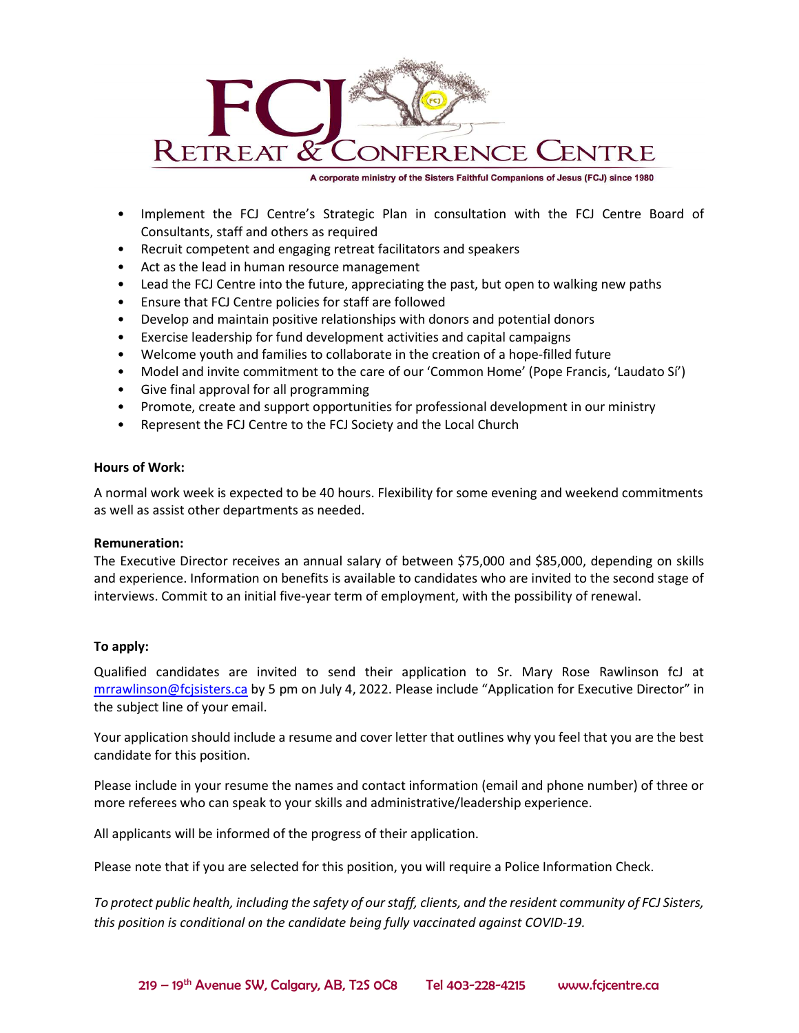- Implement the FCJ Centre's Strategic Plan in consultation with the FCJ Centre Board of Consultants, staff and others as required
- Recruit competent and engaging retreat facilitators and speakers
- Act as the lead in human resource management
- Lead the FCJ Centre into the future, appreciating the past, but open to walking new paths
- Ensure that FCJ Centre policies for staff are followed
- Develop and maintain positive relationships with donors and potential donors
- Exercise leadership for fund development activities and capital campaigns
- Welcome youth and families to collaborate in the creation of a hope-filled future
- Model and invite commitment to the care of our 'Common Home' (Pope Francis, 'Laudato Sí')
- Give final approval for all programming
- Promote, create and support opportunities for professional development in our ministry
- Represent the FCJ Centre to the FCJ Society and the Local Church

**Hours of Work:**

A normal work week is expected to be 40 hours. Flexibility for some evening and weekend commitments as well as assist other departments as needed.

**Remuneration:**

The Executive Director receives an annual salary of between $75,000 and $85,000, depending on skills and experience. Information on benefits is available to candidates who are invited to the second stage of interviews. Commit to an initial five-year term of employment, with the possibility of renewal.

**To apply:**

Qualified candidates are invited to send their application to Sr. Mary Rose Rawlinson fcJ at mrrawlinson@fcjsisters.ca by 5 pm on July 4, 2022. Please include "Application for Executive Director" in the subject line of your email.

Your application should include a resume and cover letter that outlines why you feel that you are the best candidate for this position.

Please include in your resume the names and contact information (email and phone number) of three or more referees who can speak to your skills and administrative/leadership experience.

All applicants will be informed of the progress of their application.

Please note that if you are selected for this position, you will require a Police Information Check.

*To protect public health, including the safety of our staff, clients, and the resident community of FCJ Sisters, this position is conditional on the candidate being fully vaccinated against COVID-19.*